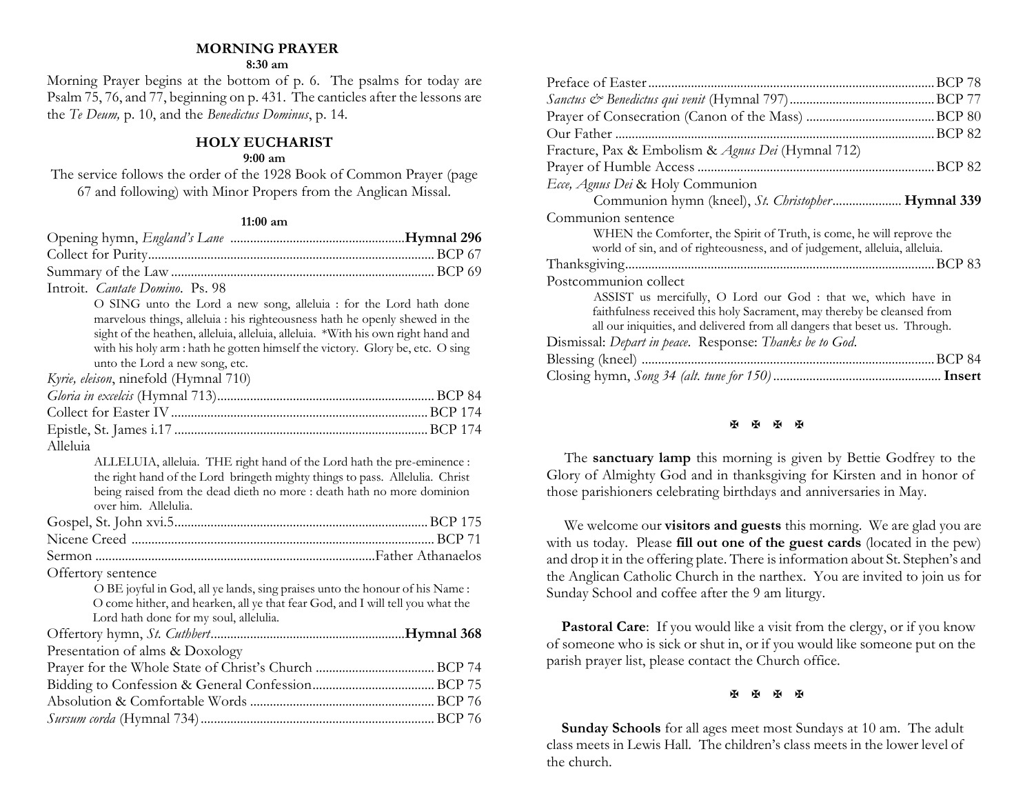## MORNING PRAYER

**8:30 am**

Morning Prayer begins at the bottom of p. 6. The psalms for today are Psalm 75, 76, and 77, beginning on p. 431. The canticles after the lessons are the *Te Deum,* p. 10, and the *Benedictus Dominus*, p. 14.

## HOLY EUCHARIST

**9:00 am**

The service follows the order of the 1928 Book of Common Prayer (page 67 and following) with Minor Propers from the Anglican Missal.

**11:00 am**

Opening hymn, *England's Lane* .................................................. **Hymnal 296**
Collect for Purity .................................................. BCP 67
Summary of the Law .................................................. BCP 69
Introit. *Cantate Domino*. Ps. 98

> O SING unto the Lord a new song, alleluia : for the Lord hath done marvelous things, alleluia : his righteousness hath he openly shewed in the sight of the heathen, alleluia, alleluia, alleluia. *With his own right hand and with his holy arm : hath he gotten himself the victory. Glory be, etc. O sing unto the Lord a new song, etc.

*Kyrie, eleison*, ninefold (Hymnal 710)
*Gloria in excelcis* (Hymnal 713) .................................................. BCP 84
Collect for Easter IV .................................................. BCP 174
Epistle, St. James i.17 .................................................. BCP 174
Alleluia

> ALLELUIA, alleluia. THE right hand of the Lord hath the pre-eminence : the right hand of the Lord bringeth mighty things to pass. Allelulia. Christ being raised from the dead dieth no more : death hath no more dominion over him. Allelulia.

Gospel, St. John xvi.5 .................................................. BCP 175
Nicene Creed .................................................. BCP 71
Sermon .................................................. Father Athanaelos
Offertory sentence

> O BE joyful in God, all ye lands, sing praises unto the honour of his Name : O come hither, and hearken, all ye that fear God, and I will tell you what the Lord hath done for my soul, allelulia.

Offertory hymn, *St. Cuthbert* .................................................. **Hymnal 368**
Presentation of alms & Doxology
Prayer for the Whole State of Christ's Church .................................................. BCP 74
Bidding to Confession & General Confession .................................................. BCP 75
Absolution & Comfortable Words .................................................. BCP 76
*Sursum corda* (Hymnal 734) .................................................. BCP 76
Preface of Easter .................................................. BCP 78
*Sanctus & Benedictus qui venit* (Hymnal 797) .................................................. BCP 77
Prayer of Consecration (Canon of the Mass) .................................................. BCP 80
Our Father .................................................. BCP 82
Fracture, Pax & Embolism & *Agnus Dei* (Hymnal 712)
Prayer of Humble Access .................................................. BCP 82
*Ecce, Agnus Dei* & Holy Communion

> Communion hymn (kneel), *St. Christopher* .................................................. **Hymnal 339**

Communion sentence

> WHEN the Comforter, the Spirit of Truth, is come, he will reprove the world of sin, and of righteousness, and of judgement, alleluia, alleluia.

Thanksgiving .................................................. BCP 83
Postcommunion collect

> ASSIST us mercifully, O Lord our God : that we, which have in faithfulness received this holy Sacrament, may thereby be cleansed from all our iniquities, and delivered from all dangers that beset us. Through.

Dismissal: *Depart in peace*. Response: *Thanks be to God*.
Blessing (kneel) .................................................. BCP 84
Closing hymn, *Song 34 (alt. tune for 150)* .................................................. **Insert**

✠ ✠ ✠ ✠

The **sanctuary lamp** this morning is given by Bettie Godfrey to the Glory of Almighty God and in thanksgiving for Kirsten and in honor of those parishioners celebrating birthdays and anniversaries in May.

We welcome our **visitors and guests** this morning. We are glad you are with us today. Please **fill out one of the guest cards** (located in the pew) and drop it in the offering plate. There is information about St. Stephen's and the Anglican Catholic Church in the narthex. You are invited to join us for Sunday School and coffee after the 9 am liturgy.

**Pastoral Care**: If you would like a visit from the clergy, or if you know of someone who is sick or shut in, or if you would like someone put on the parish prayer list, please contact the Church office.

✠ ✠ ✠ ✠

**Sunday Schools** for all ages meet most Sundays at 10 am. The adult class meets in Lewis Hall. The children's class meets in the lower level of the church.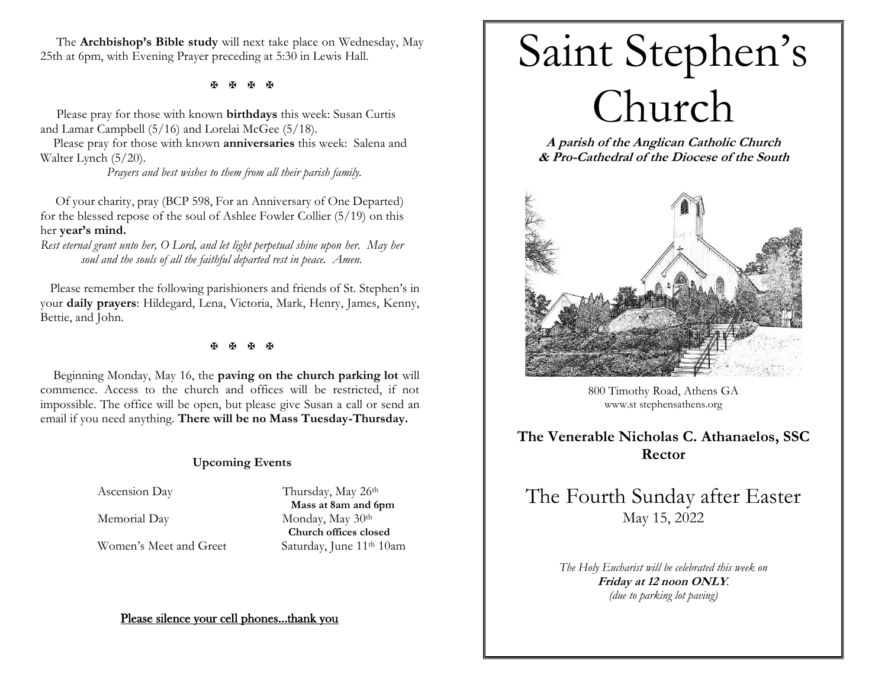The **Archbishop's Bible study** will next take place on Wednesday, May 25th at 6pm, with Evening Prayer preceding at 5:30 in Lewis Hall.

✠ ✠ ✠ ✠

Please pray for those with known **birthdays** this week: Susan Curtis and Lamar Campbell (5/16) and Lorelai McGee (5/18).

Please pray for those with known **anniversaries** this week: Salena and Walter Lynch (5/20).

*Prayers and best wishes to them from all their parish family.*

Of your charity, pray (BCP 598, For an Anniversary of One Departed) for the blessed repose of the soul of Ashlee Fowler Collier (5/19) on this her **year's mind.**

*Rest eternal grant unto her, O Lord, and let light perpetual shine upon her. May her soul and the souls of all the faithful departed rest in peace. Amen.*

Please remember the following parishioners and friends of St. Stephen's in your **daily prayers**: Hildegard, Lena, Victoria, Mark, Henry, James, Kenny, Bettie, and John.

✠ ✠ ✠ ✠

Beginning Monday, May 16, the **paving on the church parking lot** will commence. Access to the church and offices will be restricted, if not impossible. The office will be open, but please give Susan a call or send an email if you need anything. **There will be no Mass Tuesday-Thursday.**

**Upcoming Events**

| | |
|---|---|
| Ascension Day | Thursday, May 26th **Mass at 8am and 6pm** |
| Memorial Day | Monday, May 30th **Church offices closed** |
| Women's Meet and Greet | Saturday, June 11th 10am |

Please silence your cell phones...thank you

# Saint Stephen's Church

***A parish of the Anglican Catholic Church & Pro-Cathedral of the Diocese of the South***

800 Timothy Road, Athens GA
www.st stephensathens.org

**The Venerable Nicholas C. Athanaelos, SSC**
**Rector**

## The Fourth Sunday after Easter

May 15, 2022

*The Holy Eucharist will be celebrated this week on* ***Friday at 12 noon ONLY****.*
*(due to parking lot paving)*